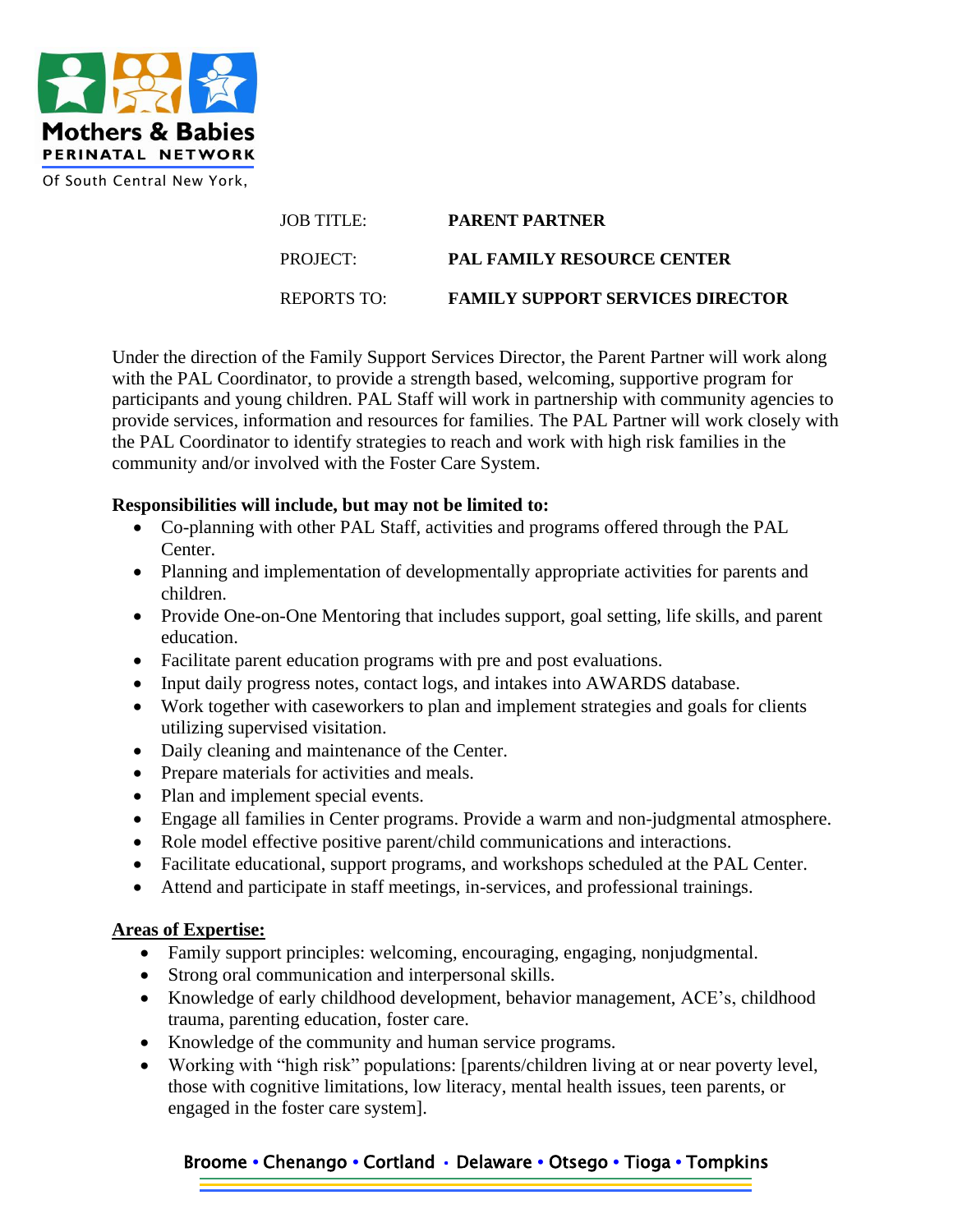Mothers & Babies
PERINATAL NETWORK
Of South Central New York,

| JOB TITLE: | **PARENT PARTNER** |
|---|---|
| PROJECT: | **PAL FAMILY RESOURCE CENTER** |
| REPORTS TO: | **FAMILY SUPPORT SERVICES DIRECTOR** |

Under the direction of the Family Support Services Director, the Parent Partner will work along with the PAL Coordinator, to provide a strength based, welcoming, supportive program for participants and young children. PAL Staff will work in partnership with community agencies to provide services, information and resources for families. The PAL Partner will work closely with the PAL Coordinator to identify strategies to reach and work with high risk families in the community and/or involved with the Foster Care System.

**Responsibilities will include, but may not be limited to:**

- Co-planning with other PAL Staff, activities and programs offered through the PAL Center.
- Planning and implementation of developmentally appropriate activities for parents and children.
- Provide One-on-One Mentoring that includes support, goal setting, life skills, and parent education.
- Facilitate parent education programs with pre and post evaluations.
- Input daily progress notes, contact logs, and intakes into AWARDS database.
- Work together with caseworkers to plan and implement strategies and goals for clients utilizing supervised visitation.
- Daily cleaning and maintenance of the Center.
- Prepare materials for activities and meals.
- Plan and implement special events.
- Engage all families in Center programs. Provide a warm and non-judgmental atmosphere.
- Role model effective positive parent/child communications and interactions.
- Facilitate educational, support programs, and workshops scheduled at the PAL Center.
- Attend and participate in staff meetings, in-services, and professional trainings.

**Areas of Expertise:**

- Family support principles: welcoming, encouraging, engaging, nonjudgmental.
- Strong oral communication and interpersonal skills.
- Knowledge of early childhood development, behavior management, ACE's, childhood trauma, parenting education, foster care.
- Knowledge of the community and human service programs.
- Working with "high risk" populations: [parents/children living at or near poverty level, those with cognitive limitations, low literacy, mental health issues, teen parents, or engaged in the foster care system].

Broome • Chenango • Cortland • Delaware • Otsego • Tioga • Tompkins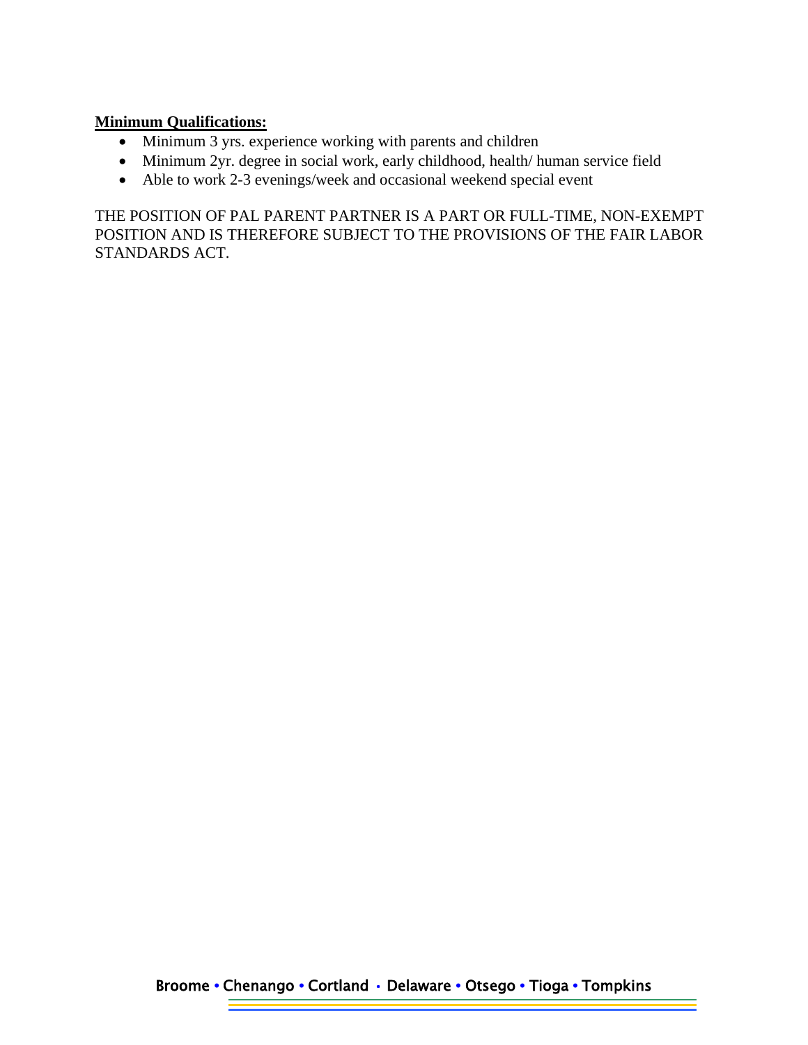**Minimum Qualifications:**

- Minimum 3 yrs. experience working with parents and children
- Minimum 2yr. degree in social work, early childhood, health/ human service field
- Able to work 2-3 evenings/week and occasional weekend special event

THE POSITION OF PAL PARENT PARTNER IS A PART OR FULL-TIME, NON-EXEMPT POSITION AND IS THEREFORE SUBJECT TO THE PROVISIONS OF THE FAIR LABOR STANDARDS ACT.